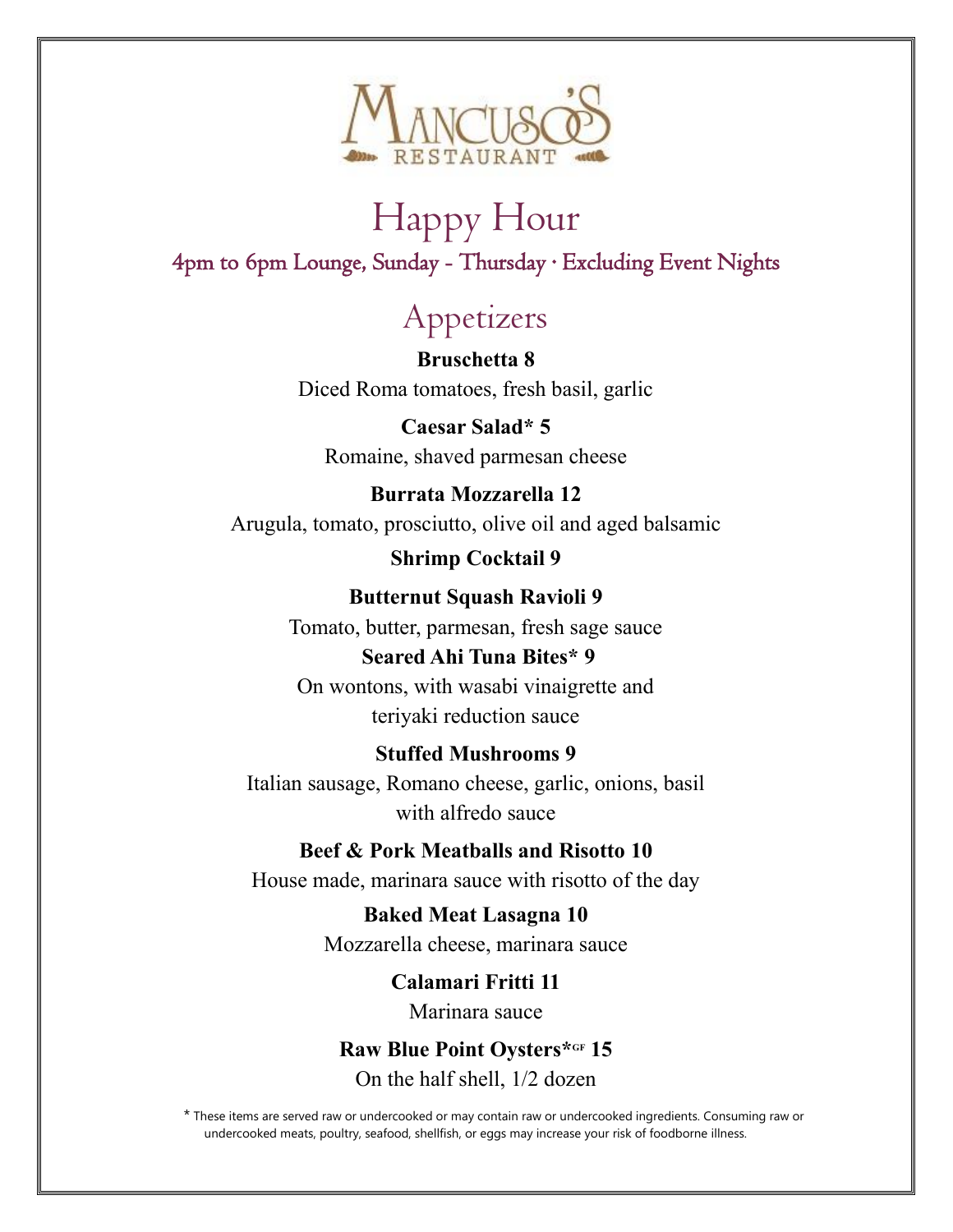# Mancuso's Restaurant

## Happy Hour

4pm to 6pm Lounge, Sunday - Thursday · Excluding Event Nights

## Appetizers

**Bruschetta 8**
Diced Roma tomatoes, fresh basil, garlic

**Caesar Salad* 5**
Romaine, shaved parmesan cheese

**Burrata Mozzarella 12**
Arugula, tomato, prosciutto, olive oil and aged balsamic

**Shrimp Cocktail 9**

**Butternut Squash Ravioli 9**
Tomato, butter, parmesan, fresh sage sauce

**Seared Ahi Tuna Bites* 9**
On wontons, with wasabi vinaigrette and teriyaki reduction sauce

**Stuffed Mushrooms 9**
Italian sausage, Romano cheese, garlic, onions, basil with alfredo sauce

**Beef & Pork Meatballs and Risotto 10**
House made, marinara sauce with risotto of the day

**Baked Meat Lasagna 10**
Mozzarella cheese, marinara sauce

**Calamari Fritti 11**
Marinara sauce

**Raw Blue Point Oysters*GF 15**
On the half shell, 1/2 dozen

* These items are served raw or undercooked or may contain raw or undercooked ingredients. Consuming raw or undercooked meats, poultry, seafood, shellfish, or eggs may increase your risk of foodborne illness.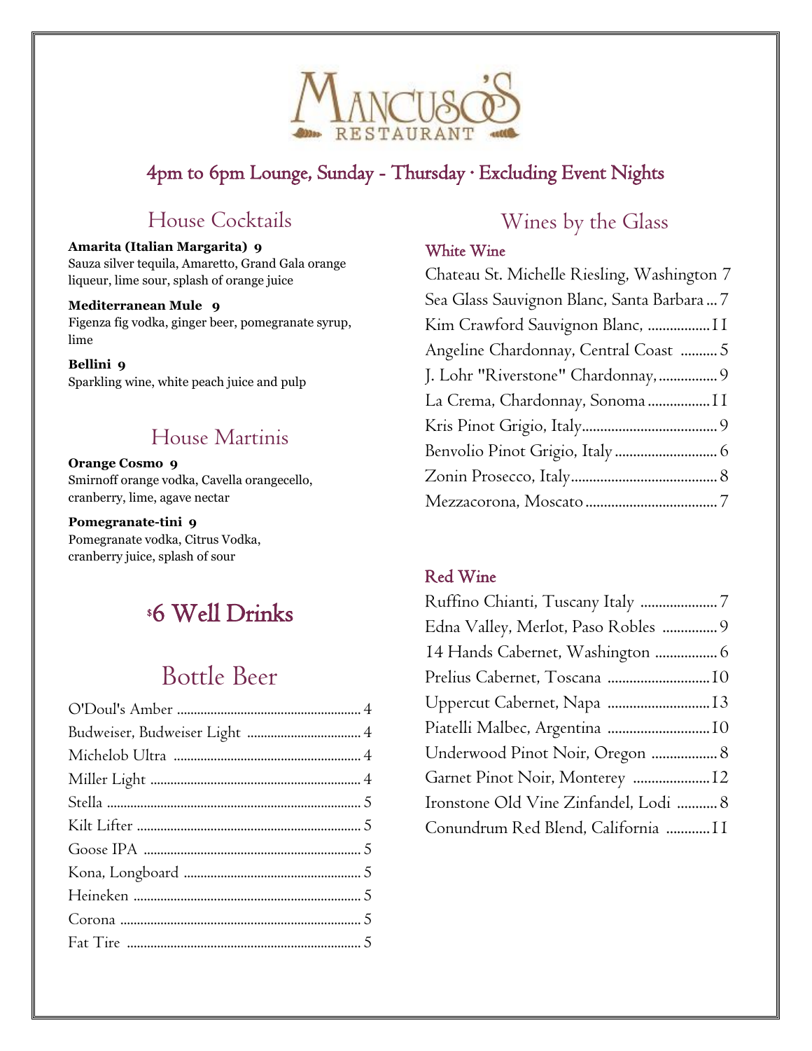# MANCUSO'S RESTAURANT

## 4pm to 6pm Lounge, Sunday - Thursday · Excluding Event Nights

## House Cocktails

**Amarita (Italian Margarita) 9**
Sauza silver tequila, Amaretto, Grand Gala orange liqueur, lime sour, splash of orange juice

**Mediterranean Mule 9**
Figenza fig vodka, ginger beer, pomegranate syrup, lime

**Bellini 9**
Sparkling wine, white peach juice and pulp

## House Martinis

**Orange Cosmo 9**
Smirnoff orange vodka, Cavella orangecello, cranberry, lime, agave nectar

**Pomegranate-tini 9**
Pomegranate vodka, Citrus Vodka, cranberry juice, splash of sour

## $6 Well Drinks

## Bottle Beer

O'Doul's Amber ........ 4
Budweiser, Budweiser Light ........ 4
Michelob Ultra ........ 4
Miller Light ........ 4
Stella ........ 5
Kilt Lifter ........ 5
Goose IPA ........ 5
Kona, Longboard ........ 5
Heineken ........ 5
Corona ........ 5
Fat Tire ........ 5

## Wines by the Glass

### White Wine

Chateau St. Michelle Riesling, Washington 7
Sea Glass Sauvignon Blanc, Santa Barbara ... 7
Kim Crawford Sauvignon Blanc, ........ 11
Angeline Chardonnay, Central Coast ........ 5
J. Lohr "Riverstone" Chardonnay, ........ 9
La Crema, Chardonnay, Sonoma ........ 11
Kris Pinot Grigio, Italy ........ 9
Benvolio Pinot Grigio, Italy ........ 6
Zonin Prosecco, Italy ........ 8
Mezzacorona, Moscato ........ 7

### Red Wine

Ruffino Chianti, Tuscany Italy ........ 7
Edna Valley, Merlot, Paso Robles ........ 9
14 Hands Cabernet, Washington ........ 6
Prelius Cabernet, Toscana ........ 10
Uppercut Cabernet, Napa ........ 13
Piatelli Malbec, Argentina ........ 10
Underwood Pinot Noir, Oregon ........ 8
Garnet Pinot Noir, Monterey ........ 12
Ironstone Old Vine Zinfandel, Lodi ........ 8
Conundrum Red Blend, California ........ 11